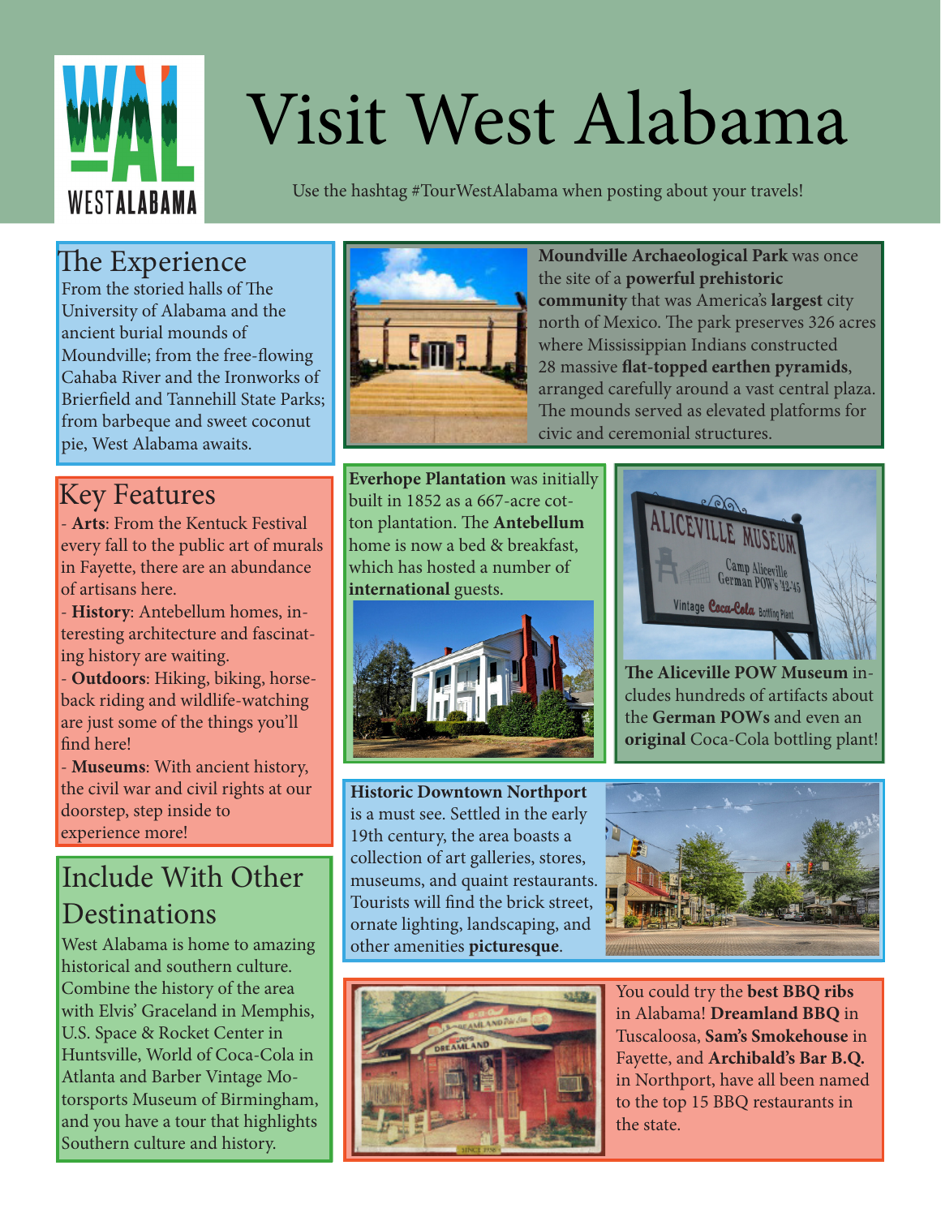# Visit West Alabama

Use the hashtag #TourWestAlabama when posting about your travels!

## The Experience

From the storied halls of The University of Alabama and the ancient burial mounds of Moundville; from the free-flowing Cahaba River and the Ironworks of Brierfield and Tannehill State Parks; from barbeque and sweet coconut pie, West Alabama awaits.

**Moundville Archaeological Park** was once the site of a **powerful prehistoric community** that was America's **largest** city north of Mexico. The park preserves 326 acres where Mississippian Indians constructed 28 massive **flat-topped earthen pyramids**, arranged carefully around a vast central plaza. The mounds served as elevated platforms for civic and ceremonial structures.

## Key Features

- **Arts**: From the Kentuck Festival every fall to the public art of murals in Fayette, there are an abundance of artisans here.
- **History**: Antebellum homes, interesting architecture and fascinating history are waiting.
- **Outdoors**: Hiking, biking, horseback riding and wildlife-watching are just some of the things you'll find here!
- **Museums**: With ancient history, the civil war and civil rights at our doorstep, step inside to experience more!

**Everhope Plantation** was initially built in 1852 as a 667-acre cotton plantation. The **Antebellum** home is now a bed & breakfast, which has hosted a number of **international** guests.

**The Aliceville POW Museum** includes hundreds of artifacts about the **German POWs** and even an **original** Coca-Cola bottling plant!

## Include With Other Destinations

West Alabama is home to amazing historical and southern culture. Combine the history of the area with Elvis' Graceland in Memphis, U.S. Space & Rocket Center in Huntsville, World of Coca-Cola in Atlanta and Barber Vintage Motorsports Museum of Birmingham, and you have a tour that highlights Southern culture and history.

**Historic Downtown Northport** is a must see. Settled in the early 19th century, the area boasts a collection of art galleries, stores, museums, and quaint restaurants. Tourists will find the brick street, ornate lighting, landscaping, and other amenities **picturesque**.

You could try the **best BBQ ribs** in Alabama! **Dreamland BBQ** in Tuscaloosa, **Sam's Smokehouse** in Fayette, and **Archibald's Bar B.Q.** in Northport, have all been named to the top 15 BBQ restaurants in the state.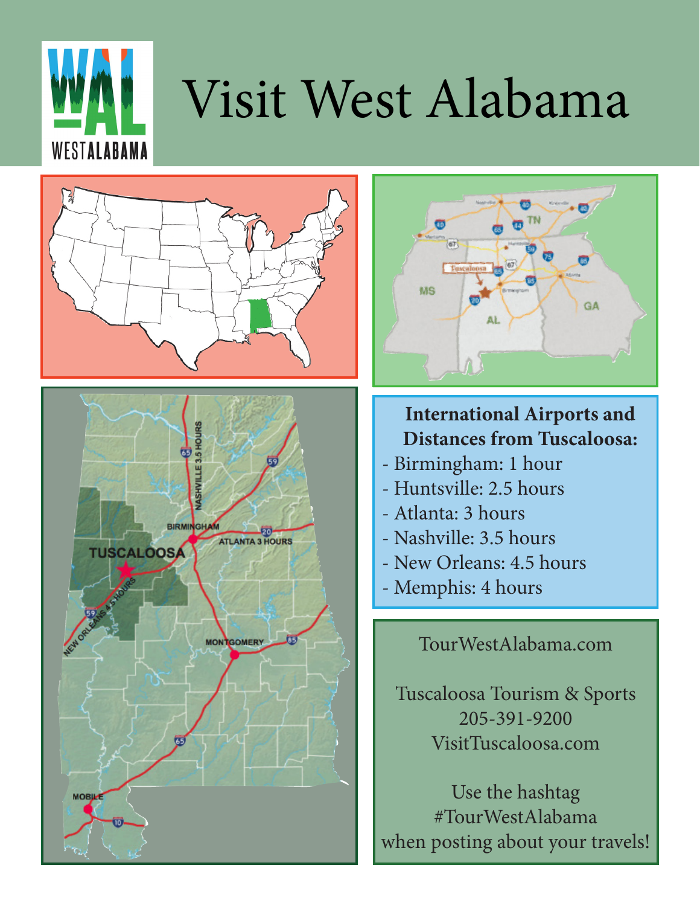# Visit West Alabama

WESTALABAMA

TUSCALOOSA

BIRMINGHAM

MONTGOMERY

MOBILE

NASHVILLE 3.5 HOURS

ATLANTA 3 HOURS

NEW ORLEANS 4.5 HOURS

**International Airports and Distances from Tuscaloosa:**

- Birmingham: 1 hour
- Huntsville: 2.5 hours
- Atlanta: 3 hours
- Nashville: 3.5 hours
- New Orleans: 4.5 hours
- Memphis: 4 hours

TourWestAlabama.com

Tuscaloosa Tourism & Sports
205-391-9200
VisitTuscaloosa.com

Use the hashtag
#TourWestAlabama
when posting about your travels!